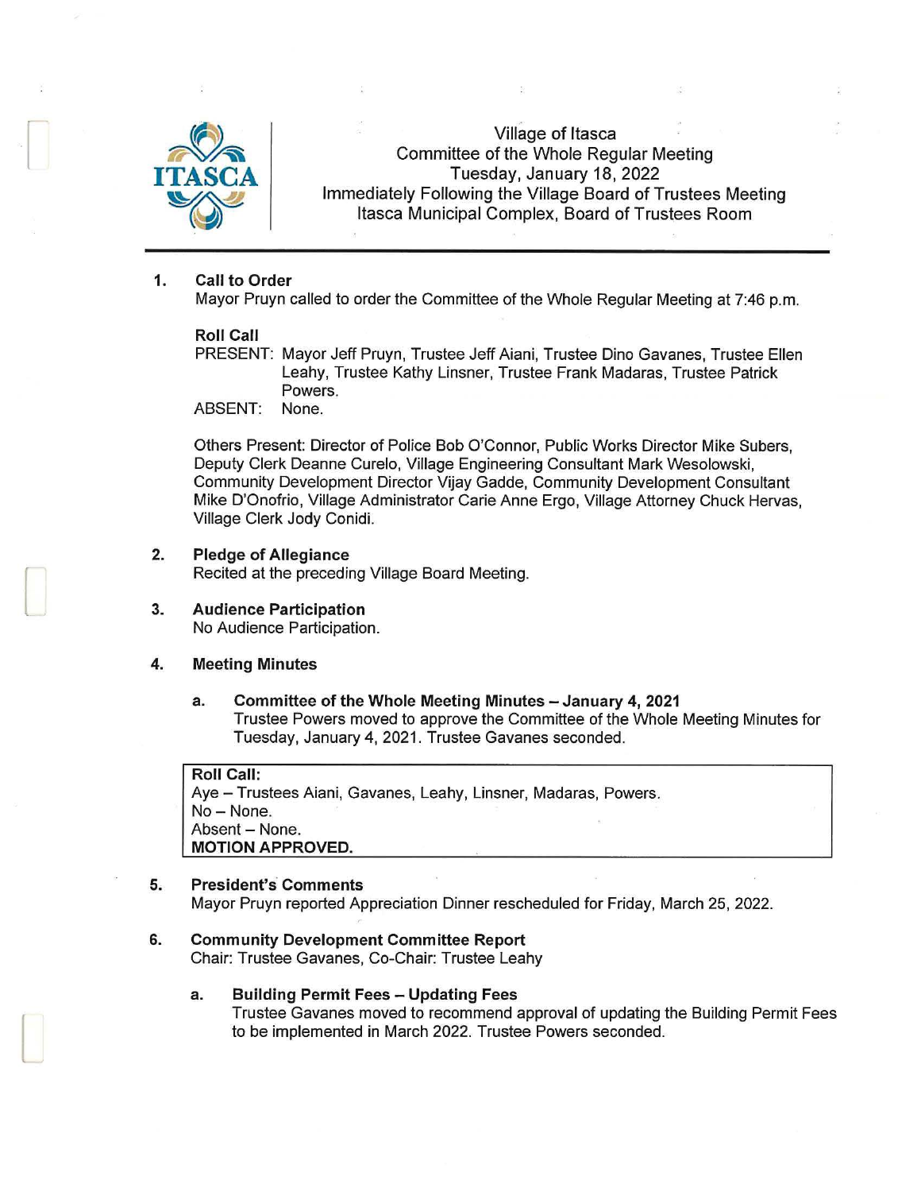Village of Itasca
Committee of the Whole Regular Meeting
Tuesday, January 18, 2022
Immediately Following the Village Board of Trustees Meeting
Itasca Municipal Complex, Board of Trustees Room

---

**1. Call to Order**

Mayor Pruyn called to order the Committee of the Whole Regular Meeting at 7:46 p.m.

**Roll Call**

PRESENT: Mayor Jeff Pruyn, Trustee Jeff Aiani, Trustee Dino Gavanes, Trustee Ellen Leahy, Trustee Kathy Linsner, Trustee Frank Madaras, Trustee Patrick Powers.

ABSENT: None.

Others Present: Director of Police Bob O'Connor, Public Works Director Mike Subers, Deputy Clerk Deanne Curelo, Village Engineering Consultant Mark Wesolowski, Community Development Director Vijay Gadde, Community Development Consultant Mike D'Onofrio, Village Administrator Carie Anne Ergo, Village Attorney Chuck Hervas, Village Clerk Jody Conidi.

**2. Pledge of Allegiance**

Recited at the preceding Village Board Meeting.

**3. Audience Participation**

No Audience Participation.

**4. Meeting Minutes**

**a. Committee of the Whole Meeting Minutes – January 4, 2021**

Trustee Powers moved to approve the Committee of the Whole Meeting Minutes for Tuesday, January 4, 2021. Trustee Gavanes seconded.

**Roll Call:**
Aye – Trustees Aiani, Gavanes, Leahy, Linsner, Madaras, Powers.
No – None.
Absent – None.
**MOTION APPROVED.**

**5. President's Comments**

Mayor Pruyn reported Appreciation Dinner rescheduled for Friday, March 25, 2022.

**6. Community Development Committee Report**

Chair: Trustee Gavanes, Co-Chair: Trustee Leahy

**a. Building Permit Fees – Updating Fees**

Trustee Gavanes moved to recommend approval of updating the Building Permit Fees to be implemented in March 2022. Trustee Powers seconded.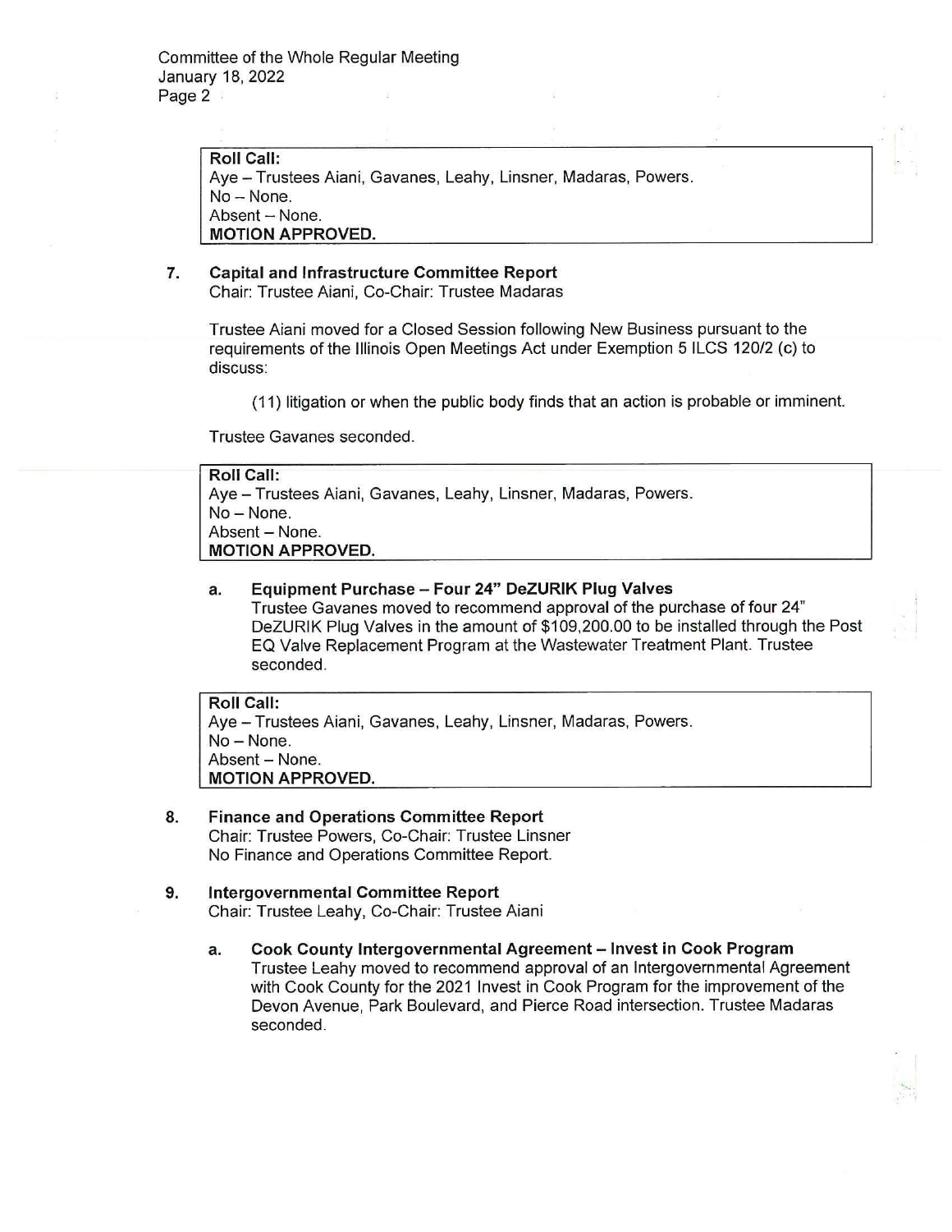**Roll Call:**
Aye – Trustees Aiani, Gavanes, Leahy, Linsner, Madaras, Powers.
No – None.
Absent – None.
**MOTION APPROVED.**

**7. Capital and Infrastructure Committee Report**
Chair: Trustee Aiani, Co-Chair: Trustee Madaras

Trustee Aiani moved for a Closed Session following New Business pursuant to the requirements of the Illinois Open Meetings Act under Exemption 5 ILCS 120/2 (c) to discuss:

(11) litigation or when the public body finds that an action is probable or imminent.

Trustee Gavanes seconded.

**Roll Call:**
Aye – Trustees Aiani, Gavanes, Leahy, Linsner, Madaras, Powers.
No – None.
Absent – None.
**MOTION APPROVED.**

**a. Equipment Purchase – Four 24" DeZURIK Plug Valves**
Trustee Gavanes moved to recommend approval of the purchase of four 24" DeZURIK Plug Valves in the amount of $109,200.00 to be installed through the Post EQ Valve Replacement Program at the Wastewater Treatment Plant. Trustee seconded.

**Roll Call:**
Aye – Trustees Aiani, Gavanes, Leahy, Linsner, Madaras, Powers.
No – None.
Absent – None.
**MOTION APPROVED.**

**8. Finance and Operations Committee Report**
Chair: Trustee Powers, Co-Chair: Trustee Linsner
No Finance and Operations Committee Report.

**9. Intergovernmental Committee Report**
Chair: Trustee Leahy, Co-Chair: Trustee Aiani

**a. Cook County Intergovernmental Agreement – Invest in Cook Program**
Trustee Leahy moved to recommend approval of an Intergovernmental Agreement with Cook County for the 2021 Invest in Cook Program for the improvement of the Devon Avenue, Park Boulevard, and Pierce Road intersection. Trustee Madaras seconded.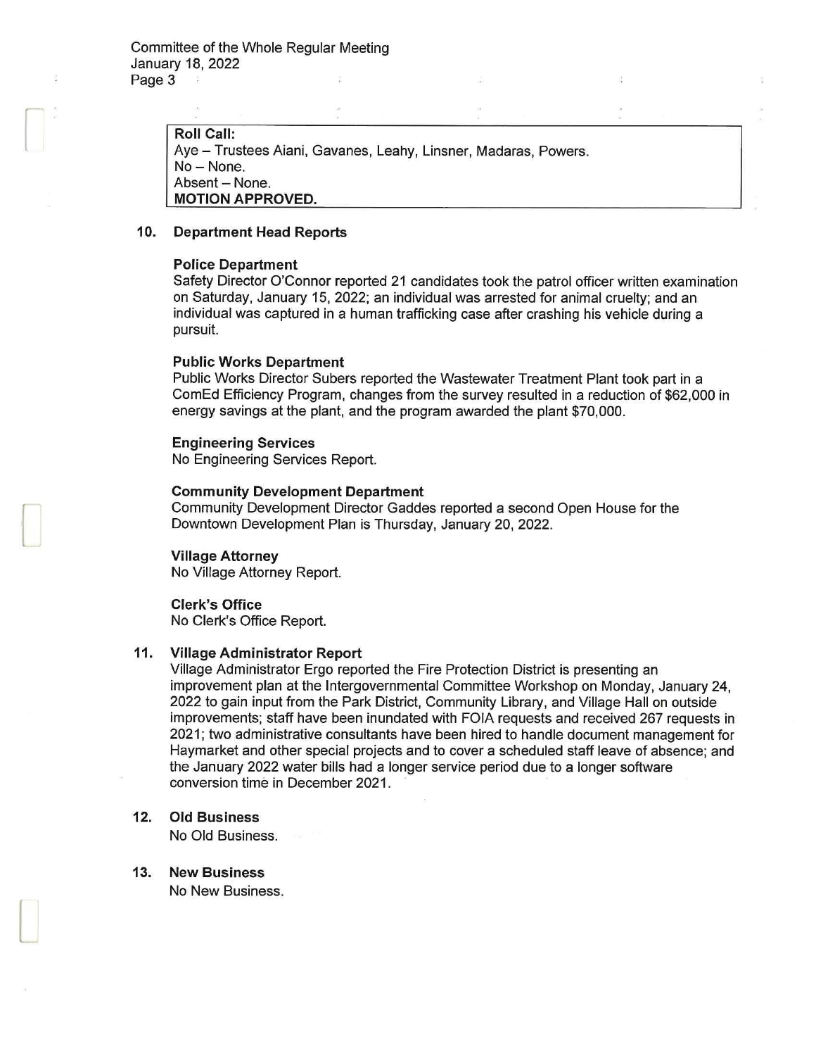**Roll Call:**
Aye – Trustees Aiani, Gavanes, Leahy, Linsner, Madaras, Powers.
No – None.
Absent – None.
**MOTION APPROVED.**

**10. Department Head Reports**

**Police Department**
Safety Director O'Connor reported 21 candidates took the patrol officer written examination on Saturday, January 15, 2022; an individual was arrested for animal cruelty; and an individual was captured in a human trafficking case after crashing his vehicle during a pursuit.

**Public Works Department**
Public Works Director Subers reported the Wastewater Treatment Plant took part in a ComEd Efficiency Program, changes from the survey resulted in a reduction of $62,000 in energy savings at the plant, and the program awarded the plant $70,000.

**Engineering Services**
No Engineering Services Report.

**Community Development Department**
Community Development Director Gaddes reported a second Open House for the Downtown Development Plan is Thursday, January 20, 2022.

**Village Attorney**
No Village Attorney Report.

**Clerk's Office**
No Clerk's Office Report.

**11. Village Administrator Report**
Village Administrator Ergo reported the Fire Protection District is presenting an improvement plan at the Intergovernmental Committee Workshop on Monday, January 24, 2022 to gain input from the Park District, Community Library, and Village Hall on outside improvements; staff have been inundated with FOIA requests and received 267 requests in 2021; two administrative consultants have been hired to handle document management for Haymarket and other special projects and to cover a scheduled staff leave of absence; and the January 2022 water bills had a longer service period due to a longer software conversion time in December 2021.

**12. Old Business**
No Old Business.

**13. New Business**
No New Business.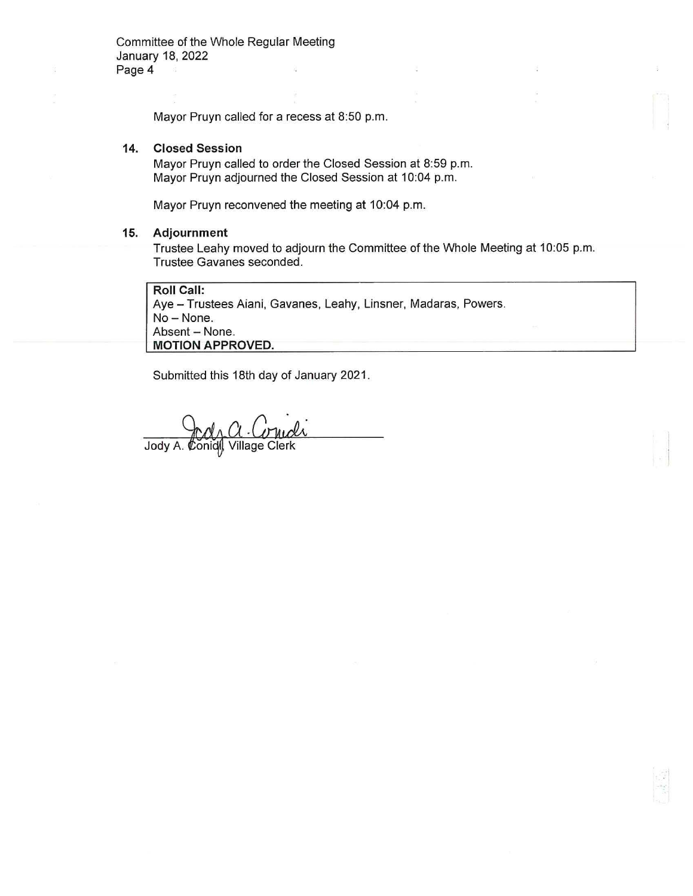Mayor Pruyn called for a recess at 8:50 p.m.

**14. Closed Session**

Mayor Pruyn called to order the Closed Session at 8:59 p.m.
Mayor Pruyn adjourned the Closed Session at 10:04 p.m.

Mayor Pruyn reconvened the meeting at 10:04 p.m.

**15. Adjournment**

Trustee Leahy moved to adjourn the Committee of the Whole Meeting at 10:05 p.m.
Trustee Gavanes seconded.

**Roll Call:**
Aye – Trustees Aiani, Gavanes, Leahy, Linsner, Madaras, Powers.
No – None.
Absent – None.
**MOTION APPROVED.**

Submitted this 18th day of January 2021.

Jody A. Conidi, Village Clerk